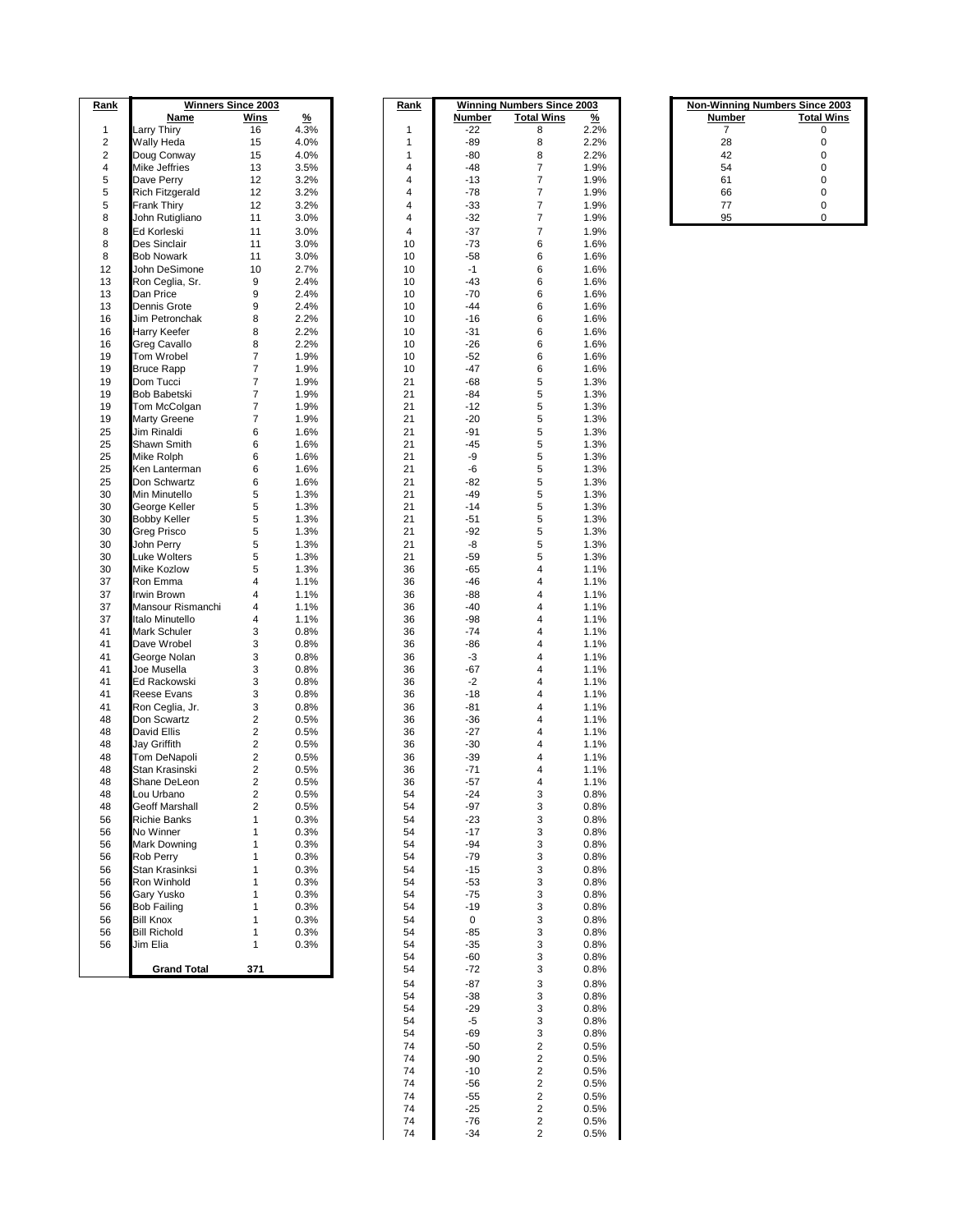| Rank | Winners Since 2003 | | |
|---|---|---|---|
| | **Name** | **Wins** | **%** |
| 1 | Larry Thiry | 16 | 4.3% |
| 2 | Wally Heda | 15 | 4.0% |
| 2 | Doug Conway | 15 | 4.0% |
| 4 | Mike Jeffries | 13 | 3.5% |
| 5 | Dave Perry | 12 | 3.2% |
| 5 | Rich Fitzgerald | 12 | 3.2% |
| 5 | Frank Thiry | 12 | 3.2% |
| 8 | John Rutigliano | 11 | 3.0% |
| 8 | Ed Korleski | 11 | 3.0% |
| 8 | Des Sinclair | 11 | 3.0% |
| 8 | Bob Nowark | 11 | 3.0% |
| 12 | John DeSimone | 10 | 2.7% |
| 13 | Ron Ceglia, Sr. | 9 | 2.4% |
| 13 | Dan Price | 9 | 2.4% |
| 13 | Dennis Grote | 9 | 2.4% |
| 16 | Jim Petronchak | 8 | 2.2% |
| 16 | Harry Keefer | 8 | 2.2% |
| 16 | Greg Cavallo | 8 | 2.2% |
| 19 | Tom Wrobel | 7 | 1.9% |
| 19 | Bruce Rapp | 7 | 1.9% |
| 19 | Dom Tucci | 7 | 1.9% |
| 19 | Bob Babetski | 7 | 1.9% |
| 19 | Tom McColgan | 7 | 1.9% |
| 19 | Marty Greene | 7 | 1.9% |
| 25 | Jim Rinaldi | 6 | 1.6% |
| 25 | Shawn Smith | 6 | 1.6% |
| 25 | Mike Rolph | 6 | 1.6% |
| 25 | Ken Lanterman | 6 | 1.6% |
| 25 | Don Schwartz | 6 | 1.6% |
| 30 | Min Minutello | 5 | 1.3% |
| 30 | George Keller | 5 | 1.3% |
| 30 | Bobby Keller | 5 | 1.3% |
| 30 | Greg Prisco | 5 | 1.3% |
| 30 | John Perry | 5 | 1.3% |
| 30 | Luke Wolters | 5 | 1.3% |
| 30 | Mike Kozlow | 5 | 1.3% |
| 37 | Ron Emma | 4 | 1.1% |
| 37 | Irwin Brown | 4 | 1.1% |
| 37 | Mansour Rismanchi | 4 | 1.1% |
| 37 | Italo Minutello | 4 | 1.1% |
| 41 | Mark Schuler | 3 | 0.8% |
| 41 | Dave Wrobel | 3 | 0.8% |
| 41 | George Nolan | 3 | 0.8% |
| 41 | Joe Musella | 3 | 0.8% |
| 41 | Ed Rackowski | 3 | 0.8% |
| 41 | Reese Evans | 3 | 0.8% |
| 41 | Ron Ceglia, Jr. | 3 | 0.8% |
| 48 | Don Scwartz | 2 | 0.5% |
| 48 | David Ellis | 2 | 0.5% |
| 48 | Jay Griffith | 2 | 0.5% |
| 48 | Tom DeNapoli | 2 | 0.5% |
| 48 | Stan Krasinski | 2 | 0.5% |
| 48 | Shane DeLeon | 2 | 0.5% |
| 48 | Lou Urbano | 2 | 0.5% |
| 48 | Geoff Marshall | 2 | 0.5% |
| 56 | Richie Banks | 1 | 0.3% |
| 56 | No Winner | 1 | 0.3% |
| 56 | Mark Downing | 1 | 0.3% |
| 56 | Rob Perry | 1 | 0.3% |
| 56 | Stan Krasinksi | 1 | 0.3% |
| 56 | Ron Winhold | 1 | 0.3% |
| 56 | Gary Yusko | 1 | 0.3% |
| 56 | Bob Failing | 1 | 0.3% |
| 56 | Bill Knox | 1 | 0.3% |
| 56 | Bill Richold | 1 | 0.3% |
| 56 | Jim Elia | 1 | 0.3% |
| | **Grand Total** | **371** | |

| Rank | Winning Numbers Since 2003 | | |
|---|---|---|---|
| | **Number** | **Total Wins** | **%** |
| 1 | -22 | 8 | 2.2% |
| 1 | -89 | 8 | 2.2% |
| 1 | -80 | 8 | 2.2% |
| 4 | -48 | 7 | 1.9% |
| 4 | -13 | 7 | 1.9% |
| 4 | -78 | 7 | 1.9% |
| 4 | -33 | 7 | 1.9% |
| 4 | -32 | 7 | 1.9% |
| 4 | -37 | 7 | 1.9% |
| 10 | -73 | 6 | 1.6% |
| 10 | -58 | 6 | 1.6% |
| 10 | -1 | 6 | 1.6% |
| 10 | -43 | 6 | 1.6% |
| 10 | -70 | 6 | 1.6% |
| 10 | -44 | 6 | 1.6% |
| 10 | -16 | 6 | 1.6% |
| 10 | -31 | 6 | 1.6% |
| 10 | -26 | 6 | 1.6% |
| 10 | -52 | 6 | 1.6% |
| 10 | -47 | 6 | 1.6% |
| 21 | -68 | 5 | 1.3% |
| 21 | -84 | 5 | 1.3% |
| 21 | -12 | 5 | 1.3% |
| 21 | -20 | 5 | 1.3% |
| 21 | -91 | 5 | 1.3% |
| 21 | -45 | 5 | 1.3% |
| 21 | -9 | 5 | 1.3% |
| 21 | -6 | 5 | 1.3% |
| 21 | -82 | 5 | 1.3% |
| 21 | -49 | 5 | 1.3% |
| 21 | -14 | 5 | 1.3% |
| 21 | -51 | 5 | 1.3% |
| 21 | -92 | 5 | 1.3% |
| 21 | -8 | 5 | 1.3% |
| 21 | -59 | 5 | 1.3% |
| 36 | -65 | 4 | 1.1% |
| 36 | -46 | 4 | 1.1% |
| 36 | -88 | 4 | 1.1% |
| 36 | -40 | 4 | 1.1% |
| 36 | -98 | 4 | 1.1% |
| 36 | -74 | 4 | 1.1% |
| 36 | -86 | 4 | 1.1% |
| 36 | -3 | 4 | 1.1% |
| 36 | -67 | 4 | 1.1% |
| 36 | -2 | 4 | 1.1% |
| 36 | -18 | 4 | 1.1% |
| 36 | -81 | 4 | 1.1% |
| 36 | -36 | 4 | 1.1% |
| 36 | -27 | 4 | 1.1% |
| 36 | -30 | 4 | 1.1% |
| 36 | -39 | 4 | 1.1% |
| 36 | -71 | 4 | 1.1% |
| 36 | -57 | 4 | 1.1% |
| 54 | -24 | 3 | 0.8% |
| 54 | -97 | 3 | 0.8% |
| 54 | -23 | 3 | 0.8% |
| 54 | -17 | 3 | 0.8% |
| 54 | -94 | 3 | 0.8% |
| 54 | -79 | 3 | 0.8% |
| 54 | -15 | 3 | 0.8% |
| 54 | -53 | 3 | 0.8% |
| 54 | -75 | 3 | 0.8% |
| 54 | -19 | 3 | 0.8% |
| 54 | 0 | 3 | 0.8% |
| 54 | -85 | 3 | 0.8% |
| 54 | -35 | 3 | 0.8% |
| 54 | -60 | 3 | 0.8% |
| 54 | -72 | 3 | 0.8% |
| 54 | -87 | 3 | 0.8% |
| 54 | -38 | 3 | 0.8% |
| 54 | -29 | 3 | 0.8% |
| 54 | -5 | 3 | 0.8% |
| 54 | -69 | 3 | 0.8% |
| 74 | -50 | 2 | 0.5% |
| 74 | -90 | 2 | 0.5% |
| 74 | -10 | 2 | 0.5% |
| 74 | -56 | 2 | 0.5% |
| 74 | -55 | 2 | 0.5% |
| 74 | -25 | 2 | 0.5% |
| 74 | -76 | 2 | 0.5% |
| 74 | -34 | 2 | 0.5% |

| Non-Winning Numbers Since 2003 | |
|---|---|
| **Number** | **Total Wins** |
| 7 | 0 |
| 28 | 0 |
| 42 | 0 |
| 54 | 0 |
| 61 | 0 |
| 66 | 0 |
| 77 | 0 |
| 95 | 0 |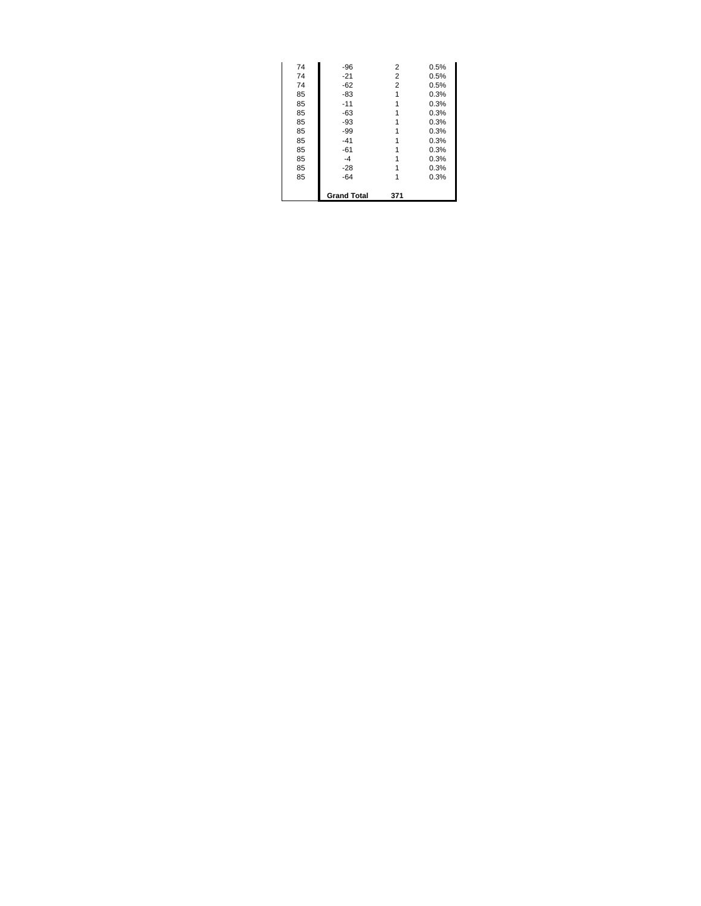| | | | |
|---|---|---|---|
| 74 | -96 | 2 | 0.5% |
| 74 | -21 | 2 | 0.5% |
| 74 | -62 | 2 | 0.5% |
| 85 | -83 | 1 | 0.3% |
| 85 | -11 | 1 | 0.3% |
| 85 | -63 | 1 | 0.3% |
| 85 | -93 | 1 | 0.3% |
| 85 | -99 | 1 | 0.3% |
| 85 | -41 | 1 | 0.3% |
| 85 | -61 | 1 | 0.3% |
| 85 | -4 | 1 | 0.3% |
| 85 | -28 | 1 | 0.3% |
| 85 | -64 | 1 | 0.3% |
| | **Grand Total** | **371** | |